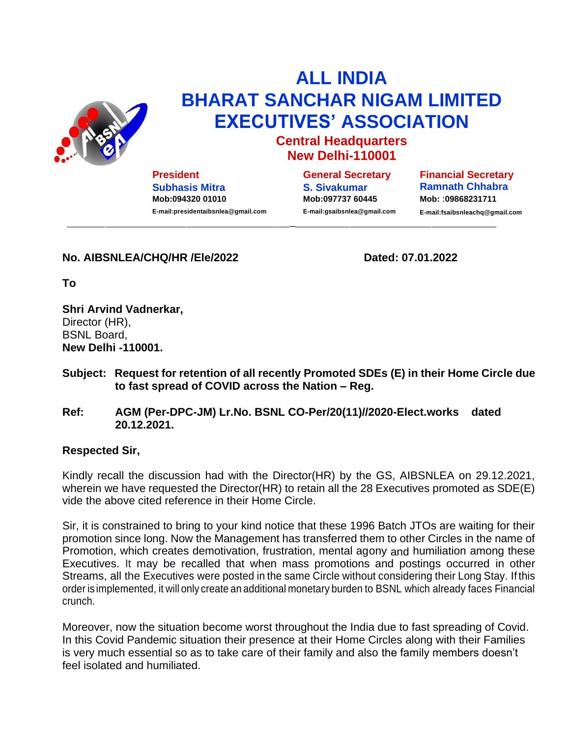# ALL INDIA BHARAT SANCHAR NIGAM LIMITED EXECUTIVES' ASSOCIATION

**Central Headquarters**
**New Delhi-110001**

| President | General Secretary | Financial Secretary |
|---|---|---|
| Subhasis Mitra | S. Sivakumar | Ramnath Chhabra |
| Mob:094320 01010 | Mob:097737 60445 | Mob: :09868231711 |
| E-mail:presidentaibsnlea@gmail.com | E-mail:gsaibsnlea@gmail.com | E-mail:fsaibsnleachq@gmail.com |

**No. AIBSNLEA/CHQ/HR /Ele/2022** **Dated: 07.01.2022**

**To**

**Shri Arvind Vadnerkar,**
Director (HR),
BSNL Board,
**New Delhi -110001.**

**Subject: Request for retention of all recently Promoted SDEs (E) in their Home Circle due to fast spread of COVID across the Nation – Reg.**

**Ref: AGM (Per-DPC-JM) Lr.No. BSNL CO-Per/20(11)//2020-Elect.works dated 20.12.2021.**

**Respected Sir,**

Kindly recall the discussion had with the Director(HR) by the GS, AIBSNLEA on 29.12.2021, wherein we have requested the Director(HR) to retain all the 28 Executives promoted as SDE(E) vide the above cited reference in their Home Circle.

Sir, it is constrained to bring to your kind notice that these 1996 Batch JTOs are waiting for their promotion since long. Now the Management has transferred them to other Circles in the name of Promotion, which creates demotivation, frustration, mental agony and humiliation among these Executives. It may be recalled that when mass promotions and postings occurred in other Streams, all the Executives were posted in the same Circle without considering their Long Stay. If this order is implemented, it will only create an additional monetary burden to BSNL which already faces Financial crunch.

Moreover, now the situation become worst throughout the India due to fast spreading of Covid. In this Covid Pandemic situation their presence at their Home Circles along with their Families is very much essential so as to take care of their family and also the family members doesn't feel isolated and humiliated.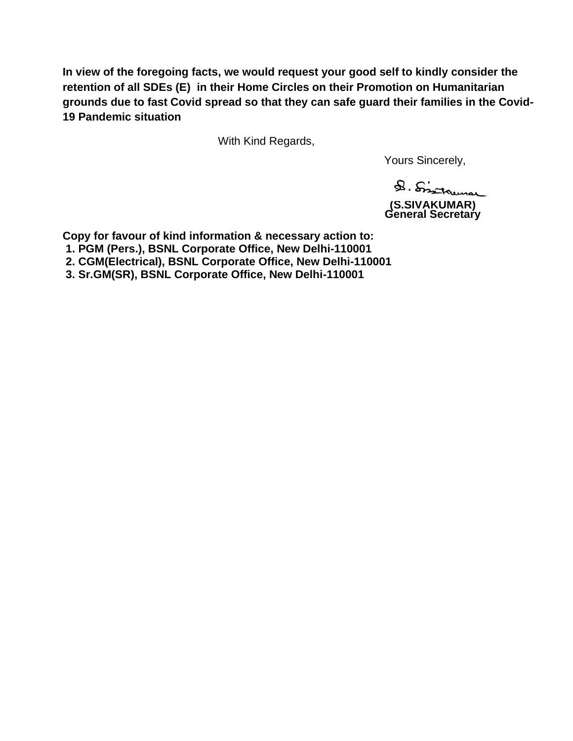**In view of the foregoing facts, we would request your good self to kindly consider the retention of all SDEs (E) in their Home Circles on their Promotion on Humanitarian grounds due to fast Covid spread so that they can safe guard their families in the Covid-19 Pandemic situation**

With Kind Regards,

Yours Sincerely,

**(S.SIVAKUMAR)**
**General Secretary**

**Copy for favour of kind information & necessary action to:**

1. **PGM (Pers.), BSNL Corporate Office, New Delhi-110001**
2. **CGM(Electrical), BSNL Corporate Office, New Delhi-110001**
3. **Sr.GM(SR), BSNL Corporate Office, New Delhi-110001**